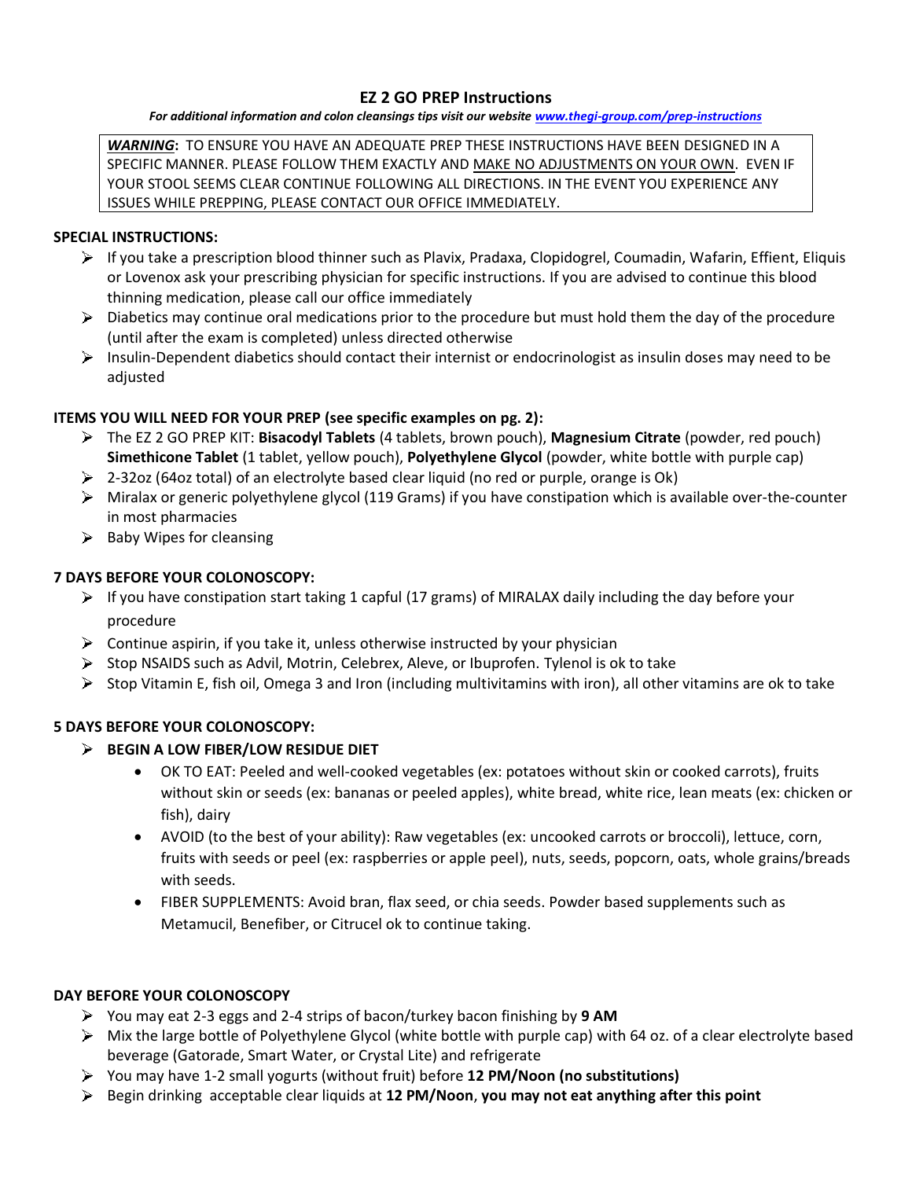# EZ 2 GO PREP Instructions

***For additional information and colon cleansings tips visit our website [www.thegi-group.com/prep-instructions](www.thegi-group.com/prep-instructions)***

> ***WARNING*:** TO ENSURE YOU HAVE AN ADEQUATE PREP THESE INSTRUCTIONS HAVE BEEN DESIGNED IN A SPECIFIC MANNER. PLEASE FOLLOW THEM EXACTLY AND <u>MAKE NO ADJUSTMENTS ON YOUR OWN</u>. EVEN IF YOUR STOOL SEEMS CLEAR CONTINUE FOLLOWING ALL DIRECTIONS. IN THE EVENT YOU EXPERIENCE ANY ISSUES WHILE PREPPING, PLEASE CONTACT OUR OFFICE IMMEDIATELY.

**SPECIAL INSTRUCTIONS:**

- If you take a prescription blood thinner such as Plavix, Pradaxa, Clopidogrel, Coumadin, Wafarin, Effient, Eliquis or Lovenox ask your prescribing physician for specific instructions. If you are advised to continue this blood thinning medication, please call our office immediately
- Diabetics may continue oral medications prior to the procedure but must hold them the day of the procedure (until after the exam is completed) unless directed otherwise
- Insulin-Dependent diabetics should contact their internist or endocrinologist as insulin doses may need to be adjusted

**ITEMS YOU WILL NEED FOR YOUR PREP (see specific examples on pg. 2):**

- The EZ 2 GO PREP KIT: **Bisacodyl Tablets** (4 tablets, brown pouch), **Magnesium Citrate** (powder, red pouch) **Simethicone Tablet** (1 tablet, yellow pouch), **Polyethylene Glycol** (powder, white bottle with purple cap)
- 2-32oz (64oz total) of an electrolyte based clear liquid (no red or purple, orange is Ok)
- Miralax or generic polyethylene glycol (119 Grams) if you have constipation which is available over-the-counter in most pharmacies
- Baby Wipes for cleansing

**7 DAYS BEFORE YOUR COLONOSCOPY:**

- If you have constipation start taking 1 capful (17 grams) of MIRALAX daily including the day before your procedure
- Continue aspirin, if you take it, unless otherwise instructed by your physician
- Stop NSAIDS such as Advil, Motrin, Celebrex, Aleve, or Ibuprofen. Tylenol is ok to take
- Stop Vitamin E, fish oil, Omega 3 and Iron (including multivitamins with iron), all other vitamins are ok to take

**5 DAYS BEFORE YOUR COLONOSCOPY:**

- **BEGIN A LOW FIBER/LOW RESIDUE DIET**
  - OK TO EAT: Peeled and well-cooked vegetables (ex: potatoes without skin or cooked carrots), fruits without skin or seeds (ex: bananas or peeled apples), white bread, white rice, lean meats (ex: chicken or fish), dairy
  - AVOID (to the best of your ability): Raw vegetables (ex: uncooked carrots or broccoli), lettuce, corn, fruits with seeds or peel (ex: raspberries or apple peel), nuts, seeds, popcorn, oats, whole grains/breads with seeds.
  - FIBER SUPPLEMENTS: Avoid bran, flax seed, or chia seeds. Powder based supplements such as Metamucil, Benefiber, or Citrucel ok to continue taking.

**DAY BEFORE YOUR COLONOSCOPY**

- You may eat 2-3 eggs and 2-4 strips of bacon/turkey bacon finishing by **9 AM**
- Mix the large bottle of Polyethylene Glycol (white bottle with purple cap) with 64 oz. of a clear electrolyte based beverage (Gatorade, Smart Water, or Crystal Lite) and refrigerate
- You may have 1-2 small yogurts (without fruit) before **12 PM/Noon (no substitutions)**
- Begin drinking acceptable clear liquids at **12 PM/Noon**, **you may not eat anything after this point**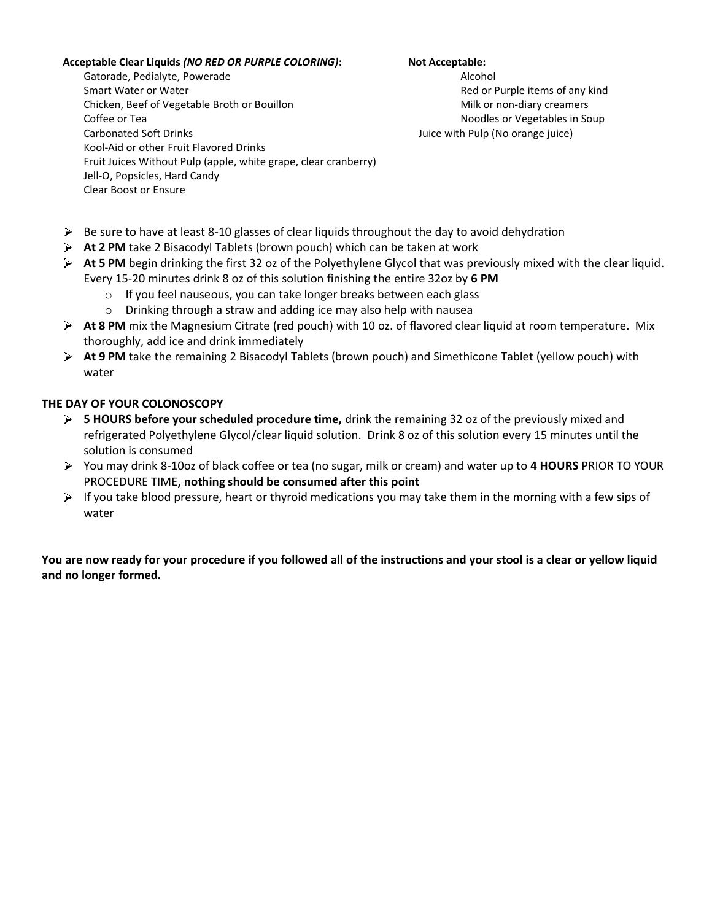**Acceptable Clear Liquids *(NO RED OR PURPLE COLORING)*:**

- Gatorade, Pedialyte, Powerade
- Smart Water or Water
- Chicken, Beef of Vegetable Broth or Bouillon
- Coffee or Tea
- Carbonated Soft Drinks
- Kool-Aid or other Fruit Flavored Drinks
- Fruit Juices Without Pulp (apple, white grape, clear cranberry)
- Jell-O, Popsicles, Hard Candy
- Clear Boost or Ensure

**Not Acceptable:**

- Alcohol
- Red or Purple items of any kind
- Milk or non-diary creamers
- Noodles or Vegetables in Soup
- Juice with Pulp (No orange juice)

- Be sure to have at least 8-10 glasses of clear liquids throughout the day to avoid dehydration
- **At 2 PM** take 2 Bisacodyl Tablets (brown pouch) which can be taken at work
- **At 5 PM** begin drinking the first 32 oz of the Polyethylene Glycol that was previously mixed with the clear liquid. Every 15-20 minutes drink 8 oz of this solution finishing the entire 32oz by **6 PM**
  - If you feel nauseous, you can take longer breaks between each glass
  - Drinking through a straw and adding ice may also help with nausea
- **At 8 PM** mix the Magnesium Citrate (red pouch) with 10 oz. of flavored clear liquid at room temperature. Mix thoroughly, add ice and drink immediately
- **At 9 PM** take the remaining 2 Bisacodyl Tablets (brown pouch) and Simethicone Tablet (yellow pouch) with water

**THE DAY OF YOUR COLONOSCOPY**

- **5 HOURS before your scheduled procedure time,** drink the remaining 32 oz of the previously mixed and refrigerated Polyethylene Glycol/clear liquid solution. Drink 8 oz of this solution every 15 minutes until the solution is consumed
- You may drink 8-10oz of black coffee or tea (no sugar, milk or cream) and water up to **4 HOURS** PRIOR TO YOUR PROCEDURE TIME**, nothing should be consumed after this point**
- If you take blood pressure, heart or thyroid medications you may take them in the morning with a few sips of water

**You are now ready for your procedure if you followed all of the instructions and your stool is a clear or yellow liquid and no longer formed.**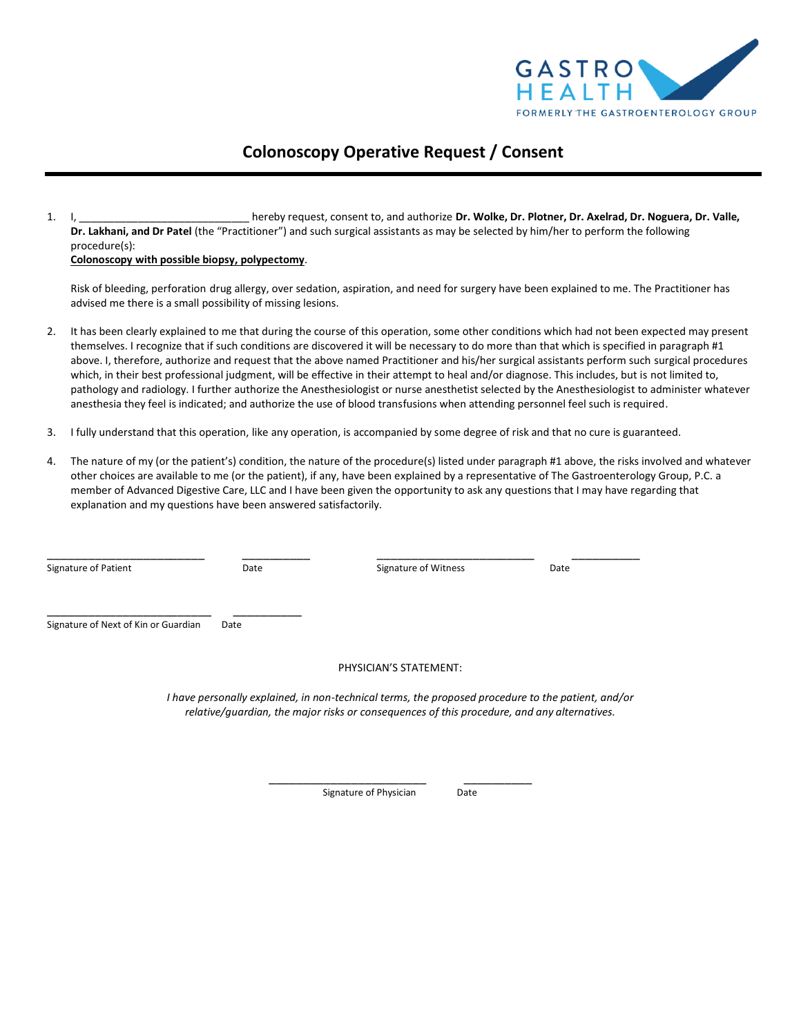GASTRO HEALTH
FORMERLY THE GASTROENTEROLOGY GROUP

# Colonoscopy Operative Request / Consent

1. I, _____________________________ hereby request, consent to, and authorize **Dr. Wolke, Dr. Plotner, Dr. Axelrad, Dr. Noguera, Dr. Valle, Dr. Lakhani, and Dr Patel** (the "Practitioner") and such surgical assistants as may be selected by him/her to perform the following procedure(s):
   **Colonoscopy with possible biopsy, polypectomy**.

   Risk of bleeding, perforation drug allergy, over sedation, aspiration, and need for surgery have been explained to me. The Practitioner has advised me there is a small possibility of missing lesions.

2. It has been clearly explained to me that during the course of this operation, some other conditions which had not been expected may present themselves. I recognize that if such conditions are discovered it will be necessary to do more than that which is specified in paragraph #1 above. I, therefore, authorize and request that the above named Practitioner and his/her surgical assistants perform such surgical procedures which, in their best professional judgment, will be effective in their attempt to heal and/or diagnose. This includes, but is not limited to, pathology and radiology. I further authorize the Anesthesiologist or nurse anesthetist selected by the Anesthesiologist to administer whatever anesthesia they feel is indicated; and authorize the use of blood transfusions when attending personnel feel such is required.

3. I fully understand that this operation, like any operation, is accompanied by some degree of risk and that no cure is guaranteed.

4. The nature of my (or the patient's) condition, the nature of the procedure(s) listed under paragraph #1 above, the risks involved and whatever other choices are available to me (or the patient), if any, have been explained by a representative of The Gastroenterology Group, P.C. a member of Advanced Digestive Care, LLC and I have been given the opportunity to ask any questions that I may have regarding that explanation and my questions have been answered satisfactorily.

___________________________ ___________ ___________________________ ___________
Signature of Patient Date Signature of Witness Date

_____________________________ ___________
Signature of Next of Kin or Guardian Date

PHYSICIAN'S STATEMENT:

*I have personally explained, in non-technical terms, the proposed procedure to the patient, and/or relative/guardian, the major risks or consequences of this procedure, and any alternatives.*

___________________________ ___________
Signature of Physician Date